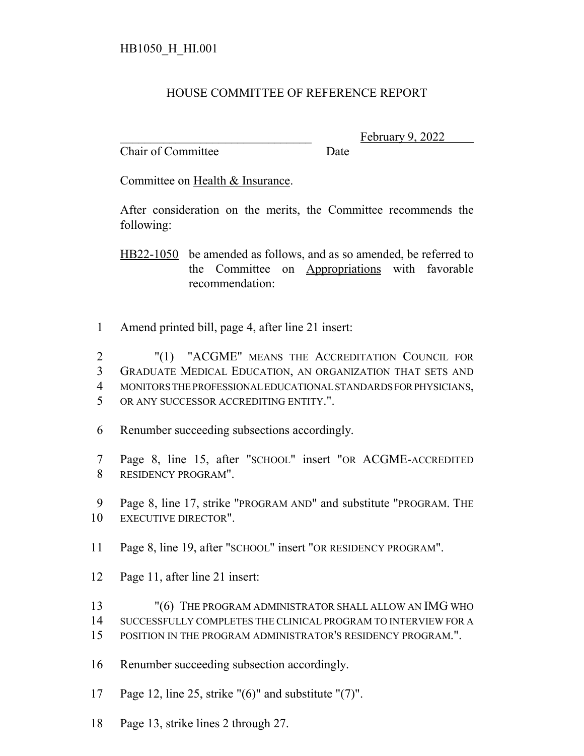HB1050_H_HI.001

# HOUSE COMMITTEE OF REFERENCE REPORT

________________________________ February 9, 2022
Chair of Committee Date

Committee on Health & Insurance.

After consideration on the merits, the Committee recommends the following:

HB22-1050 be amended as follows, and as so amended, be referred to the Committee on Appropriations with favorable recommendation:

1 Amend printed bill, page 4, after line 21 insert:

2 "(1) "ACGME" MEANS THE ACCREDITATION COUNCIL FOR
3 GRADUATE MEDICAL EDUCATION, AN ORGANIZATION THAT SETS AND
4 MONITORS THE PROFESSIONAL EDUCATIONAL STANDARDS FOR PHYSICIANS,
5 OR ANY SUCCESSOR ACCREDITING ENTITY.".

6 Renumber succeeding subsections accordingly.

7 Page 8, line 15, after "SCHOOL" insert "OR ACGME-ACCREDITED
8 RESIDENCY PROGRAM".

9 Page 8, line 17, strike "PROGRAM AND" and substitute "PROGRAM. THE
10 EXECUTIVE DIRECTOR".

11 Page 8, line 19, after "SCHOOL" insert "OR RESIDENCY PROGRAM".

12 Page 11, after line 21 insert:

13 "(6) THE PROGRAM ADMINISTRATOR SHALL ALLOW AN IMG WHO
14 SUCCESSFULLY COMPLETES THE CLINICAL PROGRAM TO INTERVIEW FOR A
15 POSITION IN THE PROGRAM ADMINISTRATOR'S RESIDENCY PROGRAM.".

16 Renumber succeeding subsection accordingly.

17 Page 12, line 25, strike "(6)" and substitute "(7)".

18 Page 13, strike lines 2 through 27.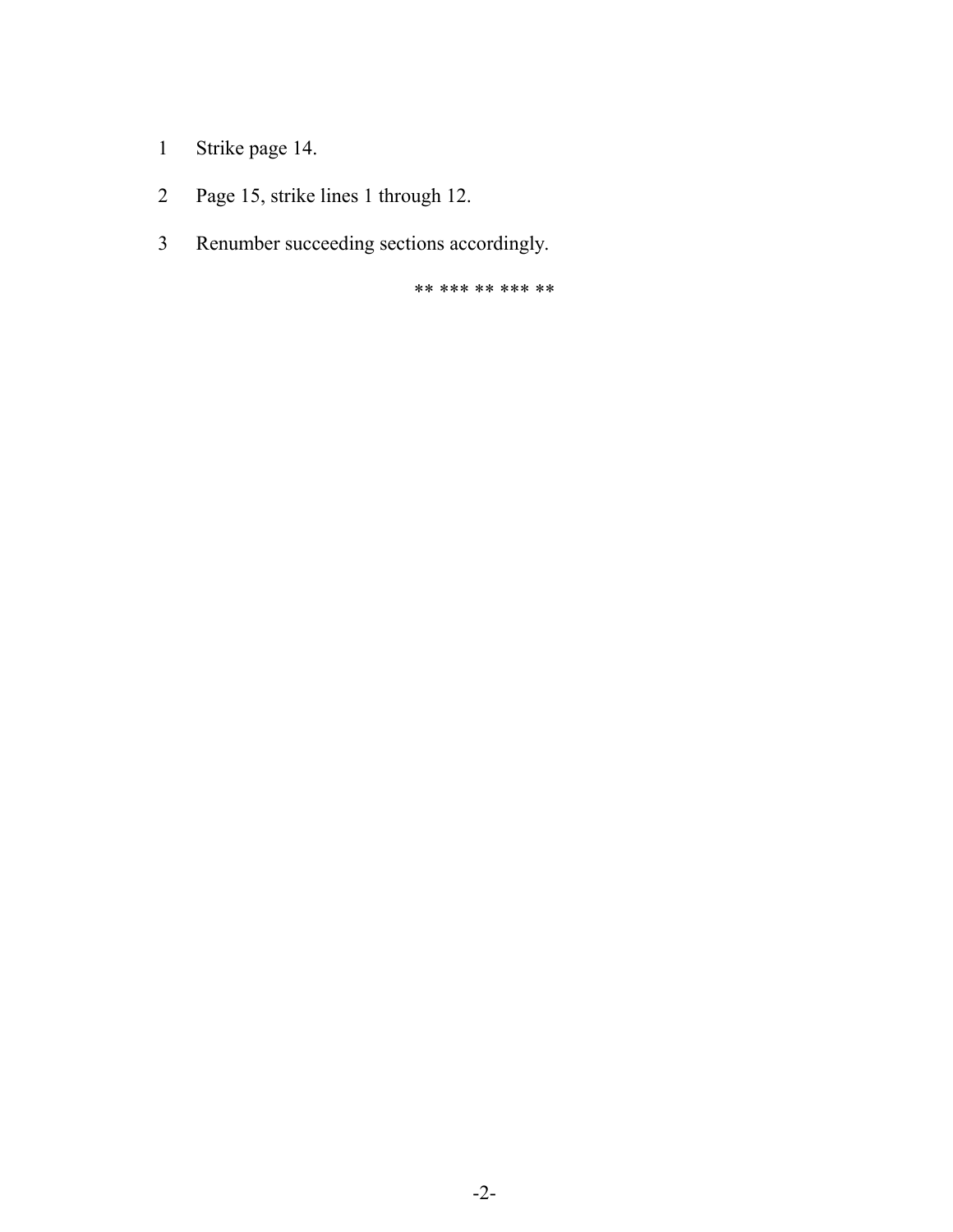1 Strike page 14.

2 Page 15, strike lines 1 through 12.

3 Renumber succeeding sections accordingly.

** *** ** *** **